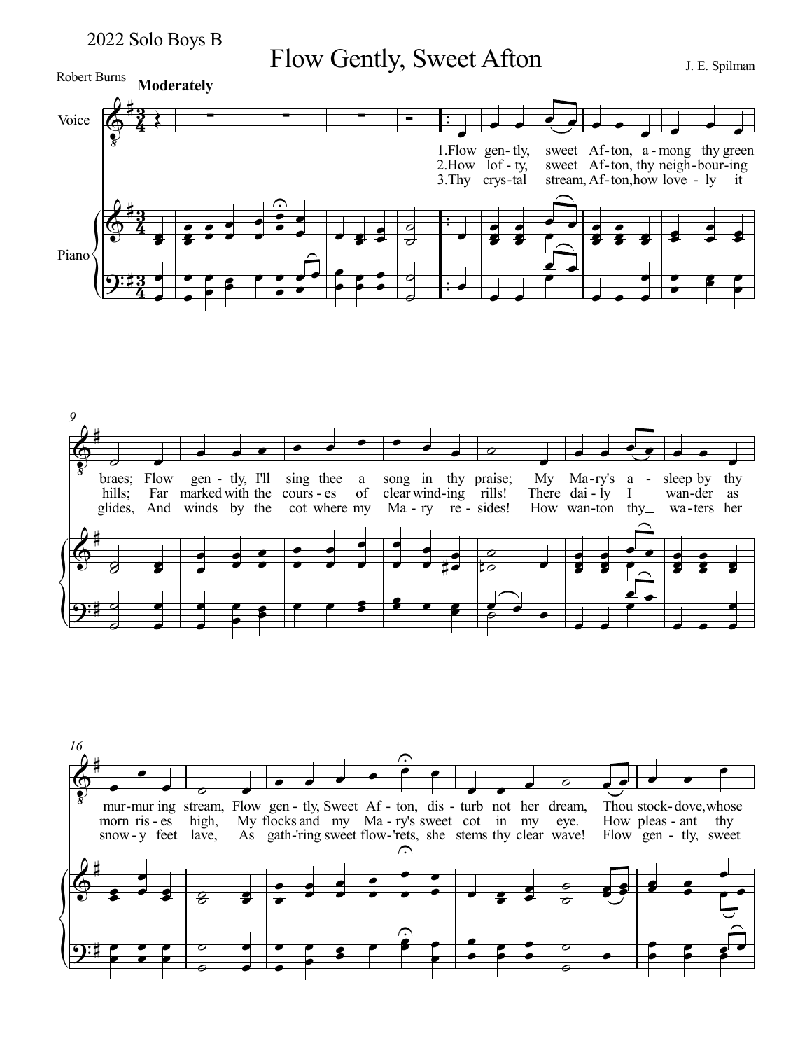2022 Solo Boys B

# Flow Gently, Sweet Afton

Robert Burns

J. E. Spilman

**Moderately**

Voice

Piano

1.Flow gen- tly, sweet Af-ton, a - mong thy green braes; Flow gen - tly, I'll sing thee a song in thy praise; My Ma-ry's a - sleep by thy mur-mur ing stream, Flow gen - tly, Sweet Af - ton, dis - turb not her dream, Thou stock- dove, whose

2.How lof - ty, sweet Af-ton, thy neigh-bour-ing hills; Far marked with the cours - es of clear wind-ing rills! There dai - ly I wan-der as morn ris - es high, My flocks and my Ma - ry's sweet cot in my eye. How pleas - ant thy

3.Thy crys-tal stream, Af-ton, how love - ly it glides, And winds by the cot where my Ma - ry re - sides! How wan-ton thy wa - ters her snow - y feet lave, As gath-'ring sweet flow-'rets, she stems thy clear wave! Flow gen - tly, sweet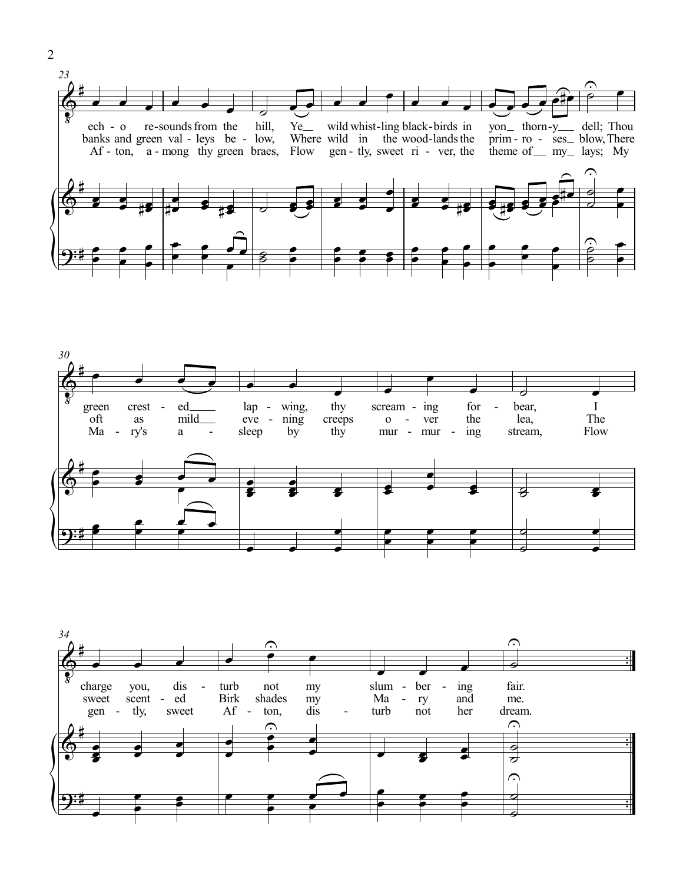ech - o re-sounds from the hill, Ye__ wild whist-ling black-birds in yon__ thorn-y__ dell; Thou
banks and green val - leys be - low, Where wild in the wood-lands the prim - ro - ses__ blow, There
Af - ton, a - mong thy green braes, Flow gen - tly, sweet ri - ver, the theme of__ my__ lays; My

green crest - ed____ lap - wing, thy scream - ing for - bear, I
oft as mild__ eve - ning creeps o - ver the lea, The
Ma - ry's a - sleep by thy mur - mur - ing stream, Flow

charge you, dis - turb not my slum - ber - ing fair.
sweet scent - ed Birk shades my Ma - ry and me.
gen - tly, sweet Af - ton, dis - turb not her dream.